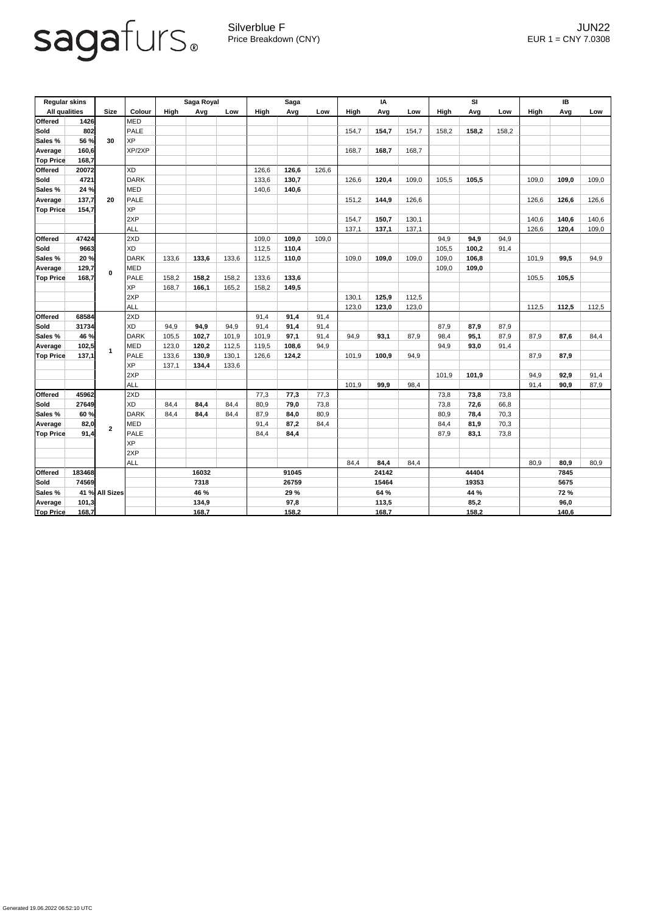sagafurs®

Silverblue F
Price Breakdown (CNY)

JUN22
EUR 1 = CNY 7.0308

| Regular skins | | | | Saga Royal | | | Saga | | | IA | | | SI | | | IB | | |
|---|---|---|---|---|---|---|---|---|---|---|---|---|---|---|---|---|---|---|
| All qualities | | Size | Colour | High | Avg | Low | High | Avg | Low | High | Avg | Low | High | Avg | Low | High | Avg | Low |
| Offered | 1426 | 30 | MED | | | | | | | | | | | | | | | |
| Sold | 802 | | PALE | | | | | | | 154,7 | **154,7** | 154,7 | 158,2 | **158,2** | 158,2 | | | |
| Sales % | 56 % | | XP | | | | | | | | | | | | | | | |
| Average | 160,6 | | XP/2XP | | | | | | | 168,7 | **168,7** | 168,7 | | | | | | |
| Top Price | 168,7 | | | | | | | | | | | | | | | | | |
| Offered | 20072 | 20 | XD | | | | 126,6 | **126,6** | 126,6 | | | | | | | | | |
| Sold | 4721 | | DARK | | | | 133,6 | **130,7** | | 126,6 | **120,4** | 109,0 | 105,5 | **105,5** | | 109,0 | **109,0** | 109,0 |
| Sales % | 24 % | | MED | | | | 140,6 | **140,6** | | | | | | | | | | |
| Average | 137,7 | | PALE | | | | | | | 151,2 | **144,9** | 126,6 | | | | 126,6 | **126,6** | 126,6 |
| Top Price | 154,7 | | XP | | | | | | | | | | | | | | | |
| | | | 2XP | | | | | | | 154,7 | **150,7** | 130,1 | | | | 140,6 | **140,6** | 140,6 |
| | | | ALL | | | | | | | 137,1 | **137,1** | 137,1 | | | | 126,6 | **120,4** | 109,0 |
| Offered | 47424 | 0 | 2XD | | | | 109,0 | **109,0** | 109,0 | | | | 94,9 | **94,9** | 94,9 | | | |
| Sold | 9663 | | XD | | | | 112,5 | **110,4** | | | | | 105,5 | **100,2** | 91,4 | | | |
| Sales % | 20 % | | DARK | 133,6 | **133,6** | 133,6 | 112,5 | **110,0** | | 109,0 | **109,0** | 109,0 | 109,0 | **106,8** | | 101,9 | **99,5** | 94,9 |
| Average | 129,7 | | MED | | | | | | | | | | 109,0 | **109,0** | | | | |
| Top Price | 168,7 | | PALE | 158,2 | **158,2** | 158,2 | 133,6 | **133,6** | | | | | | | | 105,5 | **105,5** | |
| | | | XP | 168,7 | **166,1** | 165,2 | 158,2 | **149,5** | | | | | | | | | | |
| | | | 2XP | | | | | | | 130,1 | **125,9** | 112,5 | | | | | | |
| | | | ALL | | | | | | | 123,0 | **123,0** | 123,0 | | | | 112,5 | **112,5** | 112,5 |
| Offered | 68584 | 1 | 2XD | | | | 91,4 | **91,4** | 91,4 | | | | | | | | | |
| Sold | 31734 | | XD | 94,9 | **94,9** | 94,9 | 91,4 | **91,4** | 91,4 | | | | 87,9 | **87,9** | 87,9 | | | |
| Sales % | 46 % | | DARK | 105,5 | **102,7** | 101,9 | 101,9 | **97,1** | 91,4 | 94,9 | **93,1** | 87,9 | 98,4 | **95,1** | 87,9 | 87,9 | **87,6** | 84,4 |
| Average | 102,5 | | MED | 123,0 | **120,2** | 112,5 | 119,5 | **108,6** | 94,9 | | | | 94,9 | **93,0** | 91,4 | | | |
| Top Price | 137,1 | | PALE | 133,6 | **130,9** | 130,1 | 126,6 | **124,2** | | 101,9 | **100,9** | 94,9 | | | | 87,9 | **87,9** | |
| | | | XP | 137,1 | **134,4** | 133,6 | | | | | | | | | | | | |
| | | | 2XP | | | | | | | | | | 101,9 | **101,9** | | 94,9 | **92,9** | 91,4 |
| | | | ALL | | | | | | | 101,9 | **99,9** | 98,4 | | | | 91,4 | **90,9** | 87,9 |
| Offered | 45962 | 2 | 2XD | | | | 77,3 | **77,3** | 77,3 | | | | 73,8 | **73,8** | 73,8 | | | |
| Sold | 27649 | | XD | 84,4 | **84,4** | 84,4 | 80,9 | **79,0** | 73,8 | | | | 73,8 | **72,6** | 66,8 | | | |
| Sales % | 60 % | | DARK | 84,4 | **84,4** | 84,4 | 87,9 | **84,0** | 80,9 | | | | 80,9 | **78,4** | 70,3 | | | |
| Average | 82,0 | | MED | | | | 91,4 | **87,2** | 84,4 | | | | 84,4 | **81,9** | 70,3 | | | |
| Top Price | 91,4 | | PALE | | | | 84,4 | **84,4** | | | | | 87,9 | **83,1** | 73,8 | | | |
| | | | XP | | | | | | | | | | | | | | | |
| | | | 2XP | | | | | | | | | | | | | | | |
| | | | ALL | | | | | | | 84,4 | **84,4** | 84,4 | | | | 80,9 | **80,9** | 80,9 |
| Offered | 183468 | All Sizes | | | **16032** | | | **91045** | | | **24142** | | | **44404** | | | **7845** | |
| Sold | 74569 | | | | **7318** | | | **26759** | | | **15464** | | | **19353** | | | **5675** | |
| Sales % | 41 % | | | | **46 %** | | | **29 %** | | | **64 %** | | | **44 %** | | | **72 %** | |
| Average | 101,3 | | | | **134,9** | | | **97,8** | | | **113,5** | | | **85,2** | | | **96,0** | |
| Top Price | 168,7 | | | | **168,7** | | | **158,2** | | | **168,7** | | | **158,2** | | | **140,6** | |

Generated 19.06.2022 06:52:10 UTC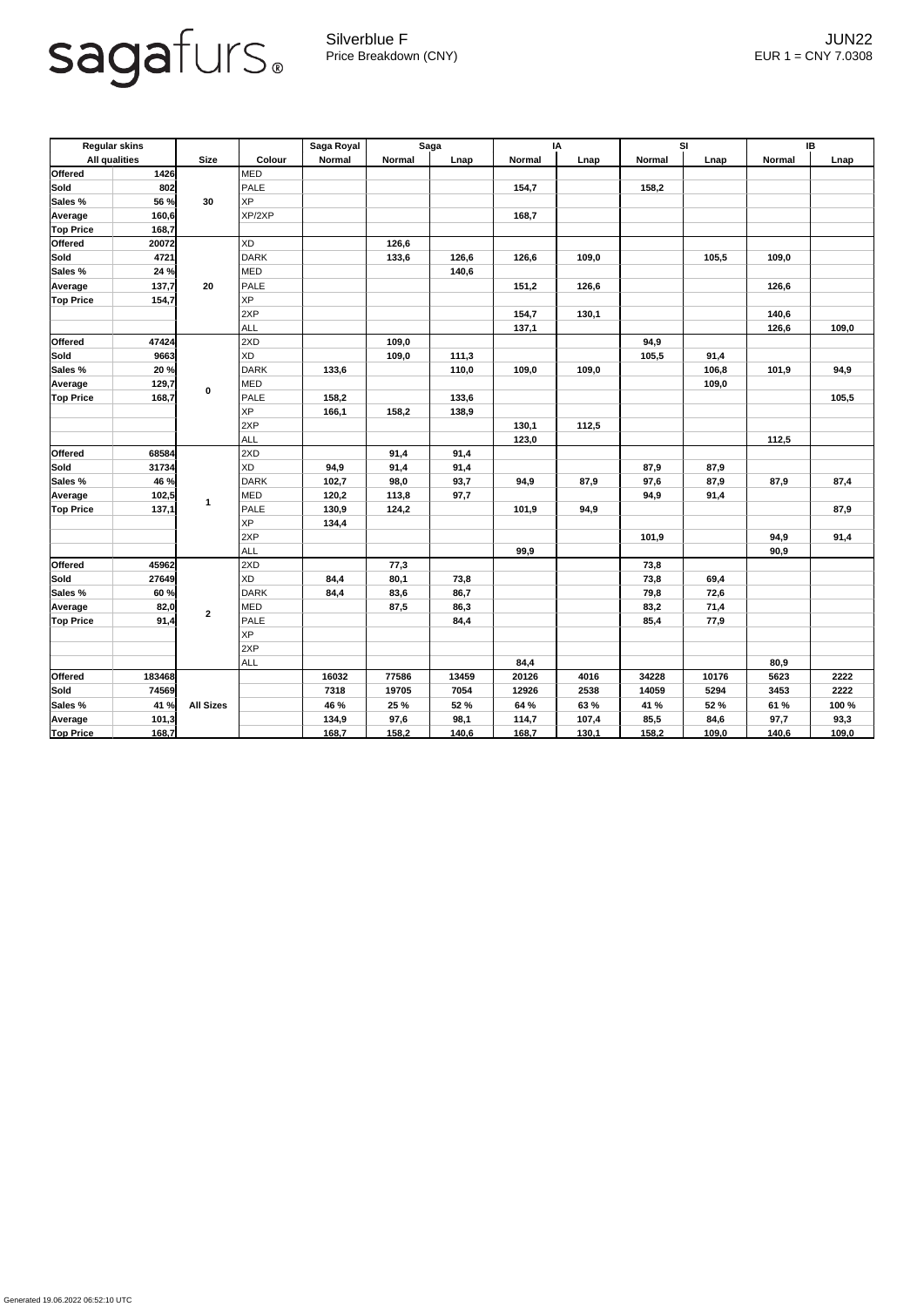sagafurs®

Silverblue F
Price Breakdown (CNY)

JUN22
EUR 1 = CNY 7.0308

| Regular skins | | | | Saga Royal | Saga | | IA | | SI | | IB | |
|---|---|---|---|---|---|---|---|---|---|---|---|---|
| All qualities | | Size | Colour | Normal | Normal | Lnap | Normal | Lnap | Normal | Lnap | Normal | Lnap |
| Offered | 1426 | 30 | MED | | | | | | | | | |
| Sold | 802 | | PALE | | | | 154,7 | | 158,2 | | | |
| Sales % | 56 % | | XP | | | | | | | | | |
| Average | 160,6 | | XP/2XP | | | | 168,7 | | | | | |
| Top Price | 168,7 | | | | | | | | | | | |
| Offered | 20072 | 20 | XD | | 126,6 | | | | | | | |
| Sold | 4721 | | DARK | | 133,6 | 126,6 | 126,6 | 109,0 | | 105,5 | 109,0 | |
| Sales % | 24 % | | MED | | | 140,6 | | | | | | |
| Average | 137,7 | | PALE | | | | 151,2 | 126,6 | | | 126,6 | |
| Top Price | 154,7 | | XP | | | | | | | | | |
| | | | 2XP | | | | 154,7 | 130,1 | | | 140,6 | |
| | | | ALL | | | | 137,1 | | | | 126,6 | 109,0 |
| Offered | 47424 | 0 | 2XD | | 109,0 | | | | 94,9 | | | |
| Sold | 9663 | | XD | | 109,0 | 111,3 | | | 105,5 | 91,4 | | |
| Sales % | 20 % | | DARK | 133,6 | | 110,0 | 109,0 | 109,0 | | 106,8 | 101,9 | 94,9 |
| Average | 129,7 | | MED | | | | | | | 109,0 | | |
| Top Price | 168,7 | | PALE | 158,2 | | 133,6 | | | | | | 105,5 |
| | | | XP | 166,1 | 158,2 | 138,9 | | | | | | |
| | | | 2XP | | | | 130,1 | 112,5 | | | | |
| | | | ALL | | | | 123,0 | | | | 112,5 | |
| Offered | 68584 | 1 | 2XD | | 91,4 | 91,4 | | | | | | |
| Sold | 31734 | | XD | 94,9 | 91,4 | 91,4 | | | 87,9 | 87,9 | | |
| Sales % | 46 % | | DARK | 102,7 | 98,0 | 93,7 | 94,9 | 87,9 | 97,6 | 87,9 | 87,9 | 87,4 |
| Average | 102,5 | | MED | 120,2 | 113,8 | 97,7 | | | 94,9 | 91,4 | | |
| Top Price | 137,1 | | PALE | 130,9 | 124,2 | | 101,9 | 94,9 | | | | 87,9 |
| | | | XP | 134,4 | | | | | | | | |
| | | | 2XP | | | | | | 101,9 | | 94,9 | 91,4 |
| | | | ALL | | | | 99,9 | | | | 90,9 | |
| Offered | 45962 | 2 | 2XD | | 77,3 | | | | 73,8 | | | |
| Sold | 27649 | | XD | 84,4 | 80,1 | 73,8 | | | 73,8 | 69,4 | | |
| Sales % | 60 % | | DARK | 84,4 | 83,6 | 86,7 | | | 79,8 | 72,6 | | |
| Average | 82,0 | | MED | | 87,5 | 86,3 | | | 83,2 | 71,4 | | |
| Top Price | 91,4 | | PALE | | | 84,4 | | | 85,4 | 77,9 | | |
| | | | XP | | | | | | | | | |
| | | | 2XP | | | | | | | | | |
| | | | ALL | | | | 84,4 | | | | 80,9 | |
| Offered | 183468 | All Sizes | | 16032 | 77586 | 13459 | 20126 | 4016 | 34228 | 10176 | 5623 | 2222 |
| Sold | 74569 | | | 7318 | 19705 | 7054 | 12926 | 2538 | 14059 | 5294 | 3453 | 2222 |
| Sales % | 41 % | | | 46 % | 25 % | 52 % | 64 % | 63 % | 41 % | 52 % | 61 % | 100 % |
| Average | 101,3 | | | 134,9 | 97,6 | 98,1 | 114,7 | 107,4 | 85,5 | 84,6 | 97,7 | 93,3 |
| Top Price | 168,7 | | | 168,7 | 158,2 | 140,6 | 168,7 | 130,1 | 158,2 | 109,0 | 140,6 | 109,0 |

Generated 19.06.2022 06:52:10 UTC